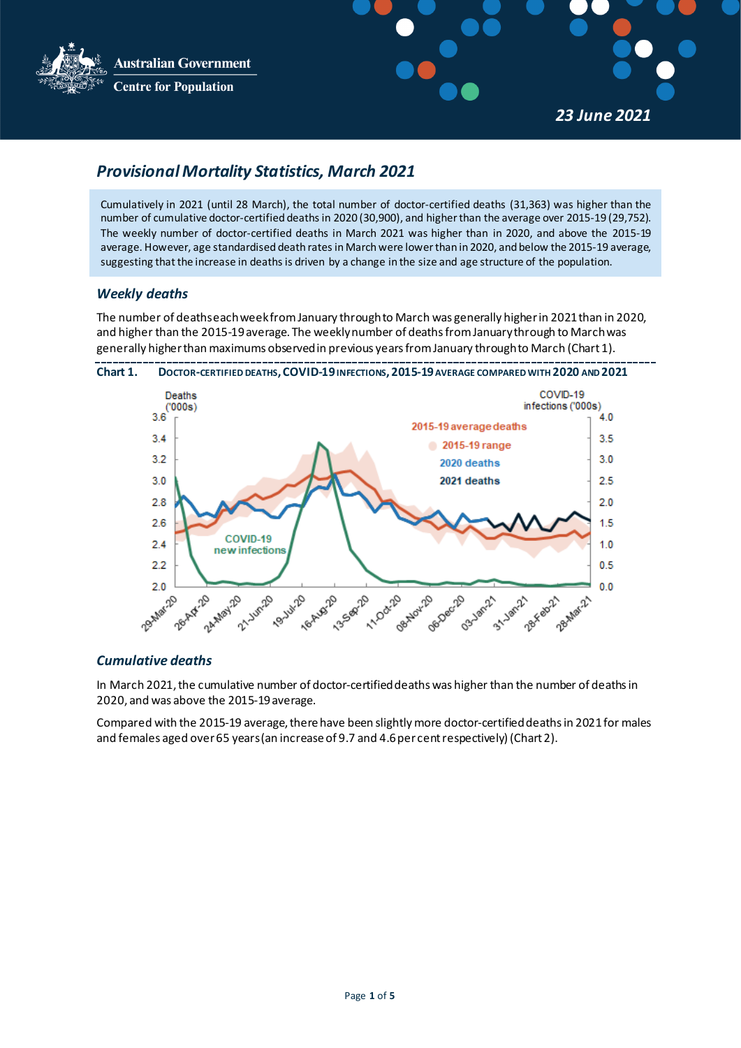Australian Government
Centre for Population

*23 June 2021*

# *Provisional Mortality Statistics, March 2021*

Cumulatively in 2021 (until 28 March), the total number of doctor-certified deaths (31,363) was higher than the number of cumulative doctor-certified deaths in 2020 (30,900), and higher than the average over 2015-19 (29,752). The weekly number of doctor-certified deaths in March 2021 was higher than in 2020, and above the 2015-19 average. However, age standardised death rates in March were lower than in 2020, and below the 2015-19 average, suggesting that the increase in deaths is driven by a change in the size and age structure of the population.

## *Weekly deaths*

The number of deaths each week from January through to March was generally higher in 2021 than in 2020, and higher than the 2015-19 average. The weekly number of deaths from January through to March was generally higher than maximums observed in previous years from January through to March (Chart 1).

**Chart 1.** DOCTOR-CERTIFIED DEATHS, COVID-19 INFECTIONS, 2015-19 AVERAGE COMPARED WITH 2020 AND 2021

## *Cumulative deaths*

In March 2021, the cumulative number of doctor-certified deaths was higher than the number of deaths in 2020, and was above the 2015-19 average.

Compared with the 2015-19 average, there have been slightly more doctor-certified deaths in 2021 for males and females aged over 65 years (an increase of 9.7 and 4.6 per cent respectively) (Chart 2).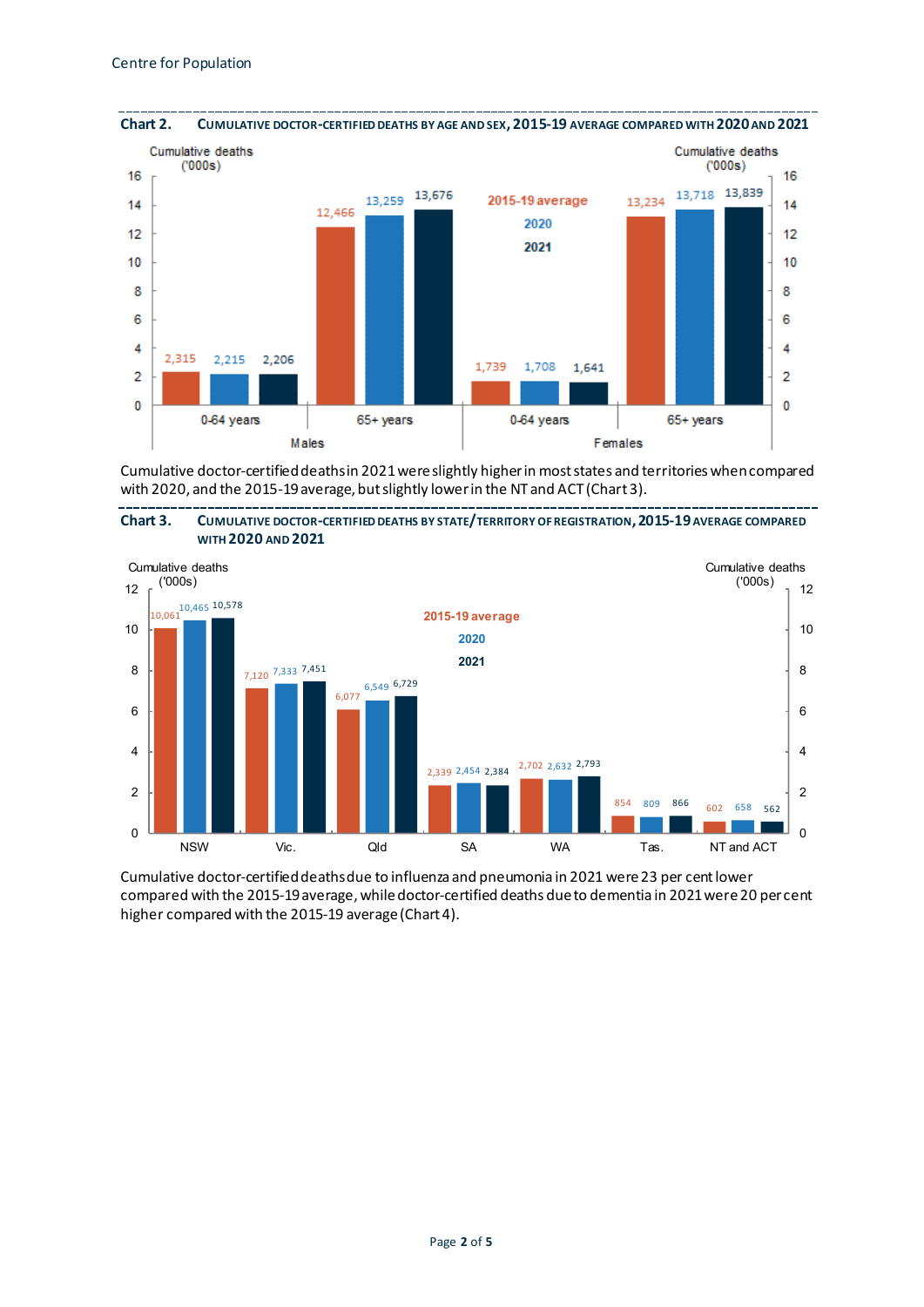**Chart 2. CUMULATIVE DOCTOR-CERTIFIED DEATHS BY AGE AND SEX, 2015-19 AVERAGE COMPARED WITH 2020 AND 2021**

Cumulative deaths ('000s)

| Sex | Age | 2015-19 average | 2020 | 2021 |
|---|---|---|---|---|
| Males | 0-64 years | 2,315 | 2,215 | 2,206 |
| Males | 65+ years | 12,466 | 13,259 | 13,676 |
| Females | 0-64 years | 1,739 | 1,708 | 1,641 |
| Females | 65+ years | 13,234 | 13,718 | 13,839 |

Cumulative doctor-certified deaths in 2021 were slightly higher in most states and territories when compared with 2020, and the 2015-19 average, but slightly lower in the NT and ACT (Chart 3).

**Chart 3. CUMULATIVE DOCTOR-CERTIFIED DEATHS BY STATE/TERRITORY OF REGISTRATION, 2015-19 AVERAGE COMPARED WITH 2020 AND 2021**

Cumulative deaths ('000s)

| State/territory | 2015-19 average | 2020 | 2021 |
|---|---|---|---|
| NSW | 10,061 | 10,465 | 10,578 |
| Vic. | 7,120 | 7,333 | 7,451 |
| Qld | 6,077 | 6,549 | 6,729 |
| SA | 2,339 | 2,454 | 2,384 |
| WA | 2,702 | 2,632 | 2,793 |
| Tas. | 854 | 809 | 866 |
| NT and ACT | 602 | 658 | 562 |

Cumulative doctor-certified deaths due to influenza and pneumonia in 2021 were 23 per cent lower compared with the 2015-19 average, while doctor-certified deaths due to dementia in 2021 were 20 per cent higher compared with the 2015-19 average (Chart 4).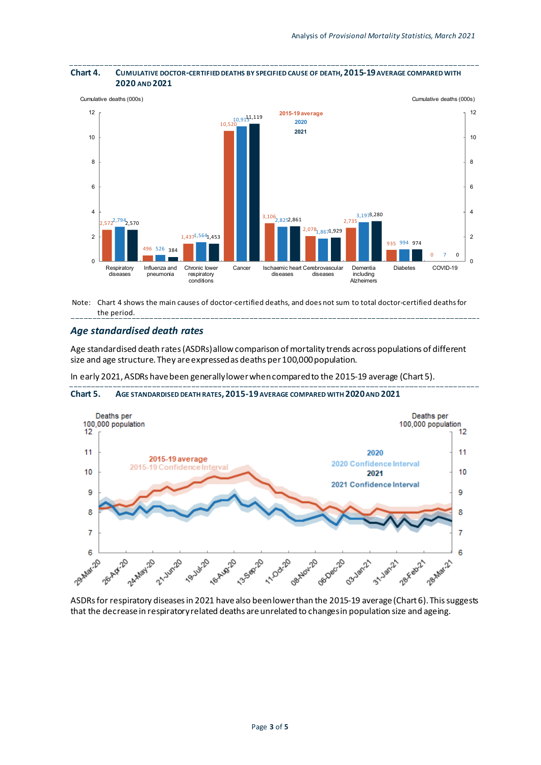**Chart 4. CUMULATIVE DOCTOR-CERTIFIED DEATHS BY SPECIFIED CAUSE OF DEATH, 2015-19 AVERAGE COMPARED WITH 2020 AND 2021**

| Cause of death | 2015-19 average | 2020 | 2021 |
|---|---|---|---|
| Respiratory diseases | 2,572 | 2,794 | 2,570 |
| Influenza and pneumonia | 496 | 526 | 384 |
| Chronic lower respiratory conditions | 1,437 | 1,564 | 1,453 |
| Cancer | 10,520 | 10,915 | 11,119 |
| Ischaemic heart diseases | 3,106 | 2,825 | 2,861 |
| Cerebrovascular diseases | 2,078 | 1,867 | 1,929 |
| Dementia including Alzheimers | 2,735 | 3,197 | 3,280 |
| Diabetes | 935 | 994 | 974 |
| COVID-19 | 0 | 7 | 0 |

Cumulative deaths (000s)

Note: Chart 4 shows the main causes of doctor-certified deaths, and does not sum to total doctor-certified deaths for the period.

## *Age standardised death rates*

Age standardised death rates (ASDRs) allow comparison of mortality trends across populations of different size and age structure. They are expressed as deaths per 100,000 population.

In early 2021, ASDRs have been generally lower when compared to the 2015-19 average (Chart 5).

**Chart 5. AGE STANDARDISED DEATH RATES, 2015-19 AVERAGE COMPARED WITH 2020 AND 2021**

ASDRs for respiratory diseases in 2021 have also been lower than the 2015-19 average (Chart 6). This suggests that the decrease in respiratory related deaths are unrelated to changes in population size and ageing.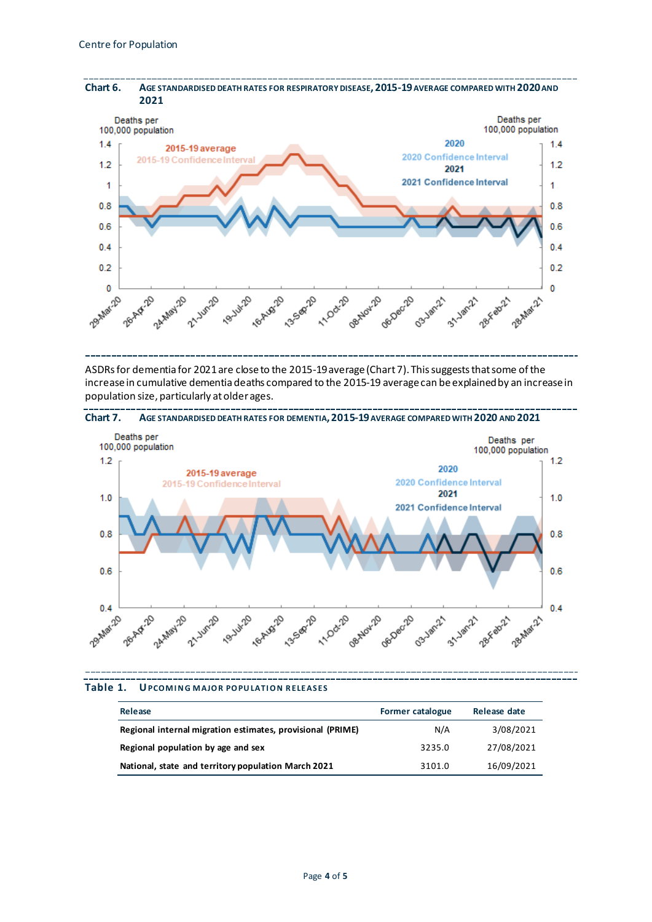**Chart 6.** AGE STANDARDISED DEATH RATES FOR RESPIRATORY DISEASE, 2015-19 AVERAGE COMPARED WITH 2020 AND 2021

ASDRs for dementia for 2021 are close to the 2015-19 average (Chart 7). This suggests that some of the increase in cumulative dementia deaths compared to the 2015-19 average can be explained by an increase in population size, particularly at older ages.

**Chart 7.** AGE STANDARDISED DEATH RATES FOR DEMENTIA, 2015-19 AVERAGE COMPARED WITH 2020 AND 2021

**Table 1.** UPCOMING MAJOR POPULATION RELEASES

| Release | Former catalogue | Release date |
|---|---|---|
| Regional internal migration estimates, provisional (PRIME) | N/A | 3/08/2021 |
| Regional population by age and sex | 3235.0 | 27/08/2021 |
| National, state and territory population March 2021 | 3101.0 | 16/09/2021 |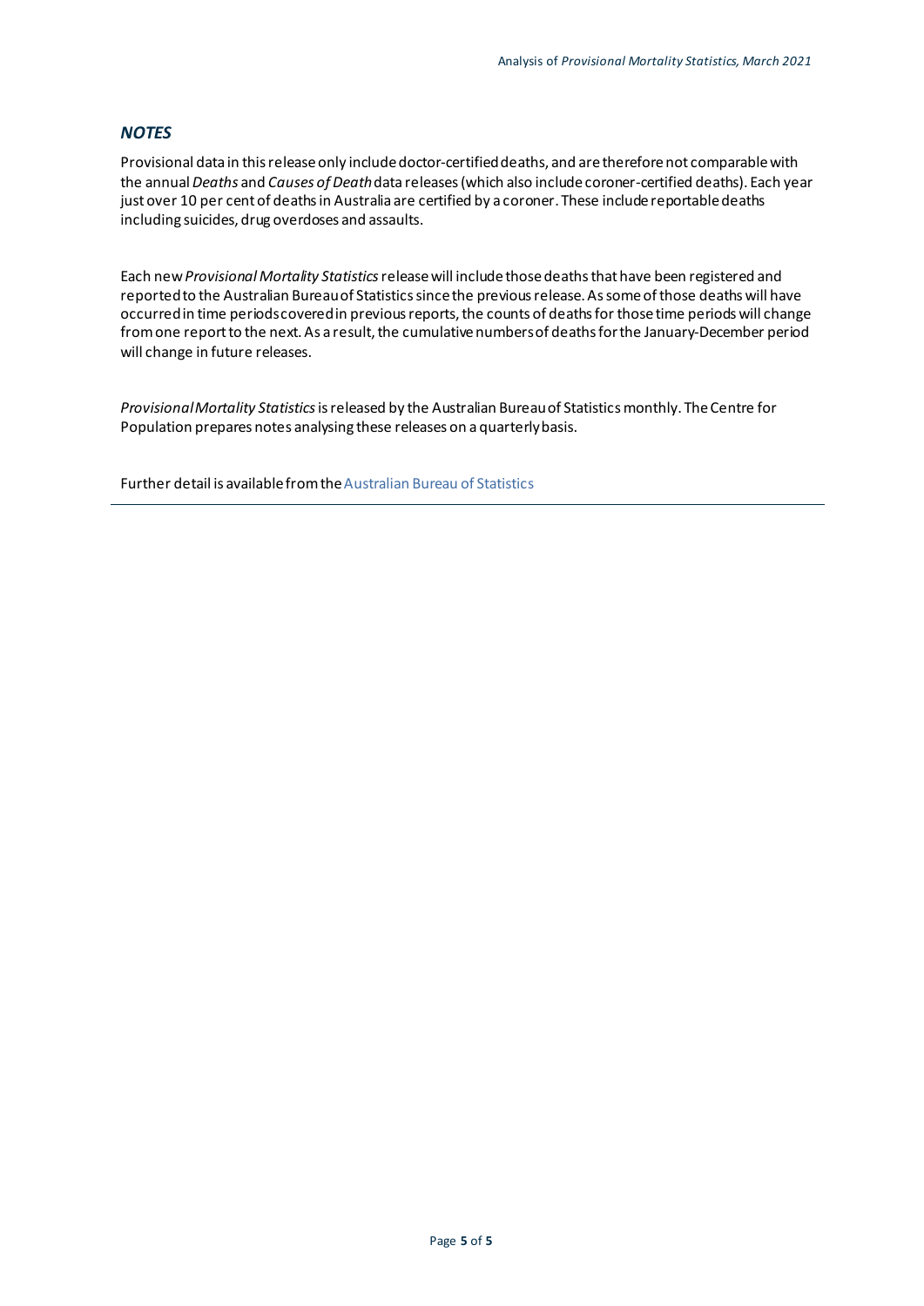## *NOTES*

Provisional data in this release only include doctor-certified deaths, and are therefore not comparable with the annual *Deaths* and *Causes of Death* data releases (which also include coroner-certified deaths). Each year just over 10 per cent of deaths in Australia are certified by a coroner. These include reportable deaths including suicides, drug overdoses and assaults.

Each new *Provisional Mortality Statistics* release will include those deaths that have been registered and reported to the Australian Bureau of Statistics since the previous release. As some of those deaths will have occurred in time periods covered in previous reports, the counts of deaths for those time periods will change from one report to the next. As a result, the cumulative numbers of deaths for the January-December period will change in future releases.

*Provisional Mortality Statistics* is released by the Australian Bureau of Statistics monthly. The Centre for Population prepares notes analysing these releases on a quarterly basis.

Further detail is available from the Australian Bureau of Statistics